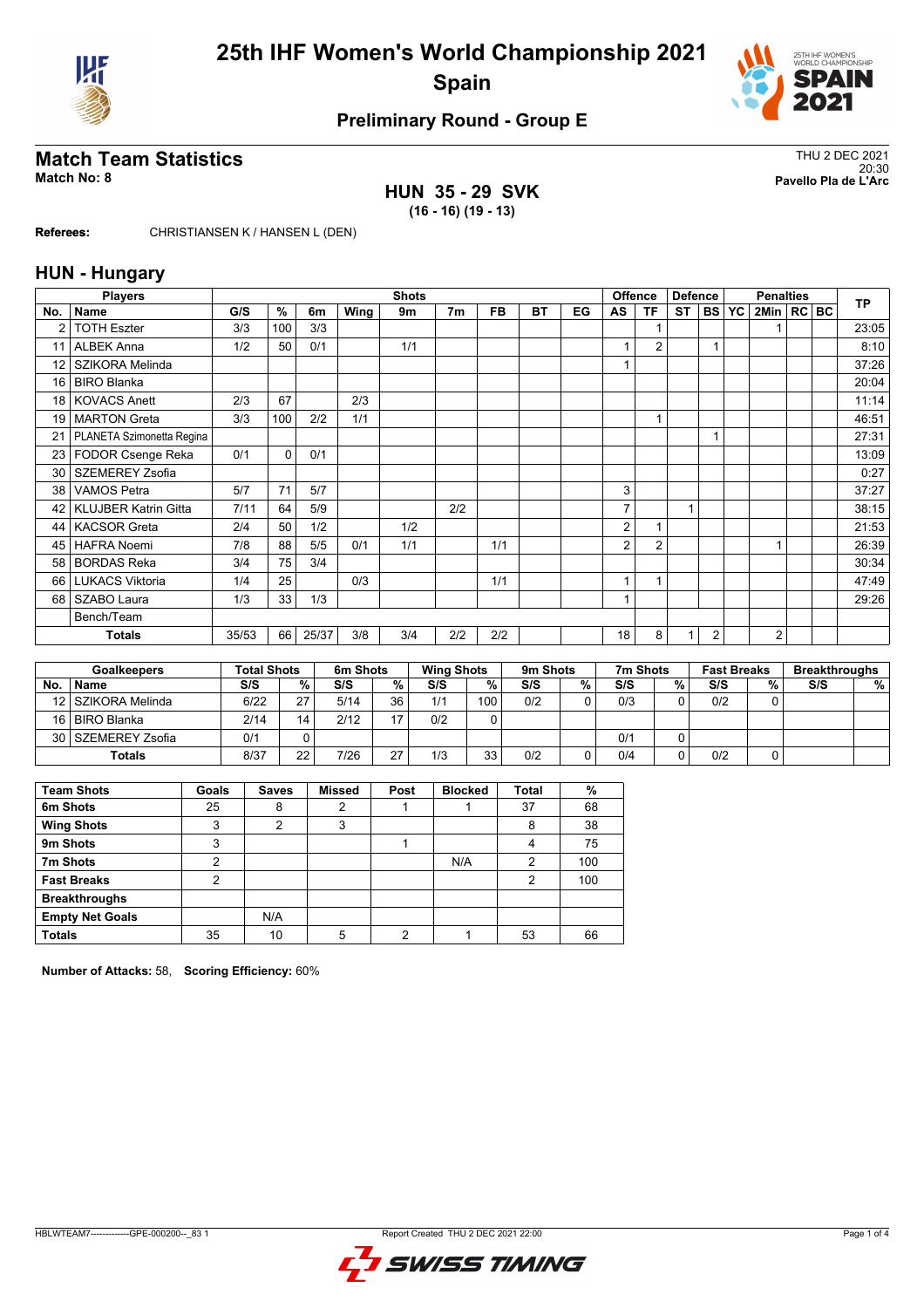# 25th IHF Women's World Championship 2021
## Spain

### Preliminary Round - Group E

## Match Team Statistics

**Match No: 8**

THU 2 DEC 2021
20:30
**Pavello Pla de L'Arc**

**HUN 35 - 29 SVK**
**(16 - 16) (19 - 13)**

**Referees:** CHRISTIANSEN K / HANSEN L (DEN)

## HUN - Hungary

| No. | Name | G/S | % | 6m | Wing | 9m | 7m | FB | BT | EG | AS | TF | ST | BS | YC | 2Min | RC | BC | TP |
|---|---|---|---|---|---|---|---|---|---|---|---|---|---|---|---|---|---|---|---|
| | **Players** | **Shots** | | | | | | | | | **Offence** | | **Defence** | | | **Penalties** | | | |
| 2 | TOTH Eszter | 3/3 | 100 | 3/3 | | | | | | | | 1 | | | | 1 | | | 23:05 |
| 11 | ALBEK Anna | 1/2 | 50 | 0/1 | | 1/1 | | | | | 1 | 2 | | 1 | | | | | 8:10 |
| 12 | SZIKORA Melinda | | | | | | | | | | 1 | | | | | | | | 37:26 |
| 16 | BIRO Blanka | | | | | | | | | | | | | | | | | | 20:04 |
| 18 | KOVACS Anett | 2/3 | 67 | | 2/3 | | | | | | | | | | | | | | 11:14 |
| 19 | MARTON Greta | 3/3 | 100 | 2/2 | 1/1 | | | | | | | 1 | | | | | | | 46:51 |
| 21 | PLANETA Szimonetta Regina | | | | | | | | | | | | | 1 | | | | | 27:31 |
| 23 | FODOR Csenge Reka | 0/1 | 0 | 0/1 | | | | | | | | | | | | | | | 13:09 |
| 30 | SZEMEREY Zsofia | | | | | | | | | | | | | | | | | | 0:27 |
| 38 | VAMOS Petra | 5/7 | 71 | 5/7 | | | | | | | 3 | | | | | | | | 37:27 |
| 42 | KLUJBER Katrin Gitta | 7/11 | 64 | 5/9 | | | 2/2 | | | | 7 | | 1 | | | | | | 38:15 |
| 44 | KACSOR Greta | 2/4 | 50 | 1/2 | | 1/2 | | | | | 2 | 1 | | | | | | | 21:53 |
| 45 | HAFRA Noemi | 7/8 | 88 | 5/5 | 0/1 | 1/1 | | 1/1 | | | 2 | 2 | | | | 1 | | | 26:39 |
| 58 | BORDAS Reka | 3/4 | 75 | 3/4 | | | | | | | | | | | | | | | 30:34 |
| 66 | LUKACS Viktoria | 1/4 | 25 | | 0/3 | | | 1/1 | | | 1 | 1 | | | | | | | 47:49 |
| 68 | SZABO Laura | 1/3 | 33 | 1/3 | | | | | | | 1 | | | | | | | | 29:26 |
| | Bench/Team | | | | | | | | | | | | | | | | | | |
| | **Totals** | 35/53 | 66 | 25/37 | 3/8 | 3/4 | 2/2 | 2/2 | | | 18 | 8 | 1 | 2 | | 2 | | | |

| No. | Goalkeepers | Total Shots S/S | % | 6m Shots S/S | % | Wing Shots S/S | % | 9m Shots S/S | % | 7m Shots S/S | % | Fast Breaks S/S | % | Breakthroughs S/S | % |
|---|---|---|---|---|---|---|---|---|---|---|---|---|---|---|---|
| 12 | SZIKORA Melinda | 6/22 | 27 | 5/14 | 36 | 1/1 | 100 | 0/2 | 0 | 0/3 | 0 | 0/2 | 0 | | |
| 16 | BIRO Blanka | 2/14 | 14 | 2/12 | 17 | 0/2 | 0 | | | | | | | | |
| 30 | SZEMEREY Zsofia | 0/1 | 0 | | | | | | | 0/1 | 0 | | | | |
| | **Totals** | 8/37 | 22 | 7/26 | 27 | 1/3 | 33 | 0/2 | 0 | 0/4 | 0 | 0/2 | 0 | | |

| Team Shots | Goals | Saves | Missed | Post | Blocked | Total | % |
|---|---|---|---|---|---|---|---|
| 6m Shots | 25 | 8 | 2 | 1 | 1 | 37 | 68 |
| Wing Shots | 3 | 2 | 3 | | | 8 | 38 |
| 9m Shots | 3 | | | 1 | | 4 | 75 |
| 7m Shots | 2 | | | | N/A | 2 | 100 |
| Fast Breaks | 2 | | | | | 2 | 100 |
| Breakthroughs | | | | | | | |
| Empty Net Goals | | N/A | | | | | |
| **Totals** | 35 | 10 | 5 | 2 | 1 | 53 | 66 |

**Number of Attacks:** 58, **Scoring Efficiency:** 60%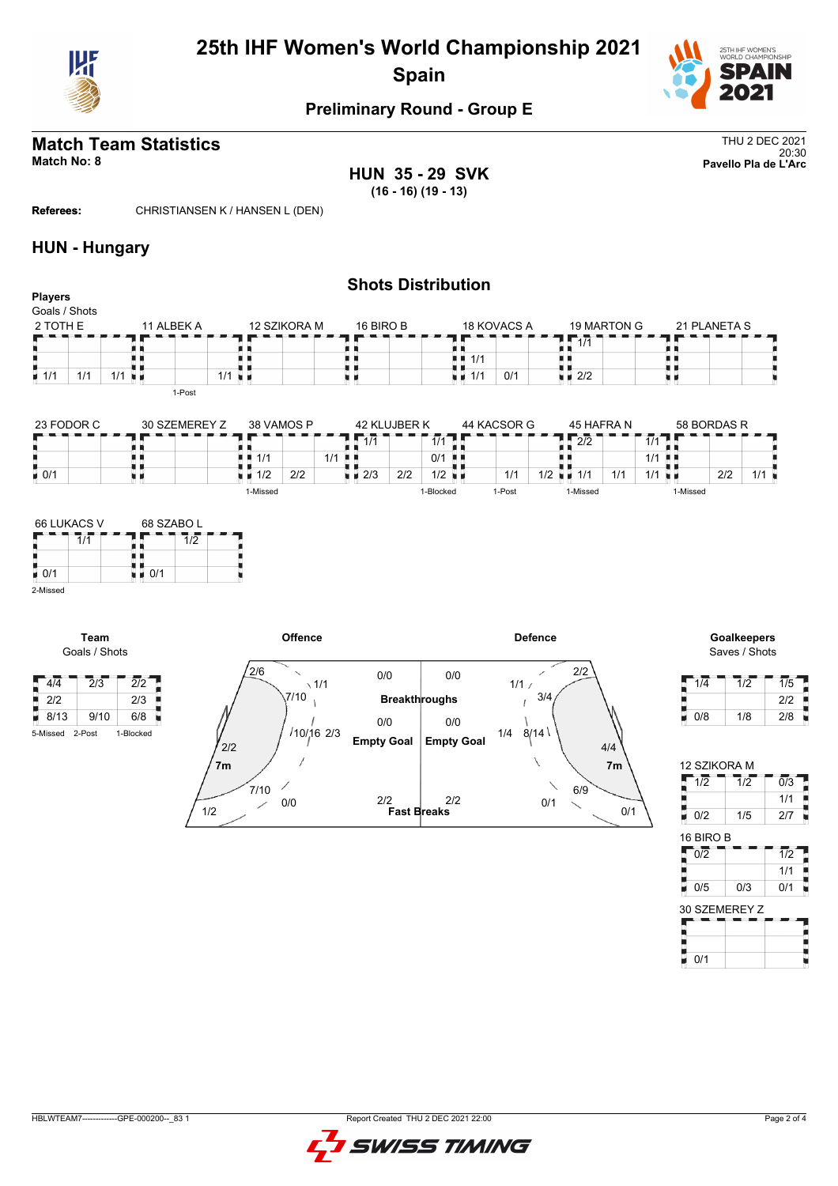# 25th IHF Women's World Championship 2021

## Spain

### Preliminary Round - Group E

## Match Team Statistics

**Match No: 8**

THU 2 DEC 2021
20:30
**Pavello Pla de L'Arc**

**HUN 35 - 29 SVK**
**(16 - 16) (19 - 13)**

**Referees:** CHRISTIANSEN K / HANSEN L (DEN)

## HUN - Hungary

### Shots Distribution

**Players**
Goals / Shots

**2 TOTH E**

| | | |
|---|---|---|
| | | |
| | | |
| 1/1 | 1/1 | 1/1 |

**11 ALBEK A**

| | | |
|---|---|---|
| | | |
| | | |
| | | 1/1 |

1-Post

**12 SZIKORA M**

| | | |
|---|---|---|
| | | |
| | | |
| | | |

**16 BIRO B**

| | | |
|---|---|---|
| | | |
| | | |
| | | |

**18 KOVACS A**

| | | |
|---|---|---|
| | | |
| 1/1 | | |
| 1/1 | 0/1 | |

**19 MARTON G**

| | | |
|---|---|---|
| 1/1 | | |
| | | |
| 2/2 | | |

**21 PLANETA S**

| | | |
|---|---|---|
| | | |
| | | |
| | | |

**23 FODOR C**

| | | |
|---|---|---|
| | | |
| | | |
| 0/1 | | |

**30 SZEMEREY Z**

| | | |
|---|---|---|
| | | |
| | | |
| | | |

**38 VAMOS P**

| | | |
|---|---|---|
| | | |
| 1/1 | | 1/1 |
| 1/2 | 2/2 | |

1-Missed

**42 KLUJBER K**

| | | |
|---|---|---|
| 1/1 | | 1/1 |
| | | 0/1 |
| 2/3 | 2/2 | 1/2 |

1-Blocked

**44 KACSOR G**

| | | |
|---|---|---|
| | | |
| | | |
| | 1/1 | 1/2 |

1-Post

**45 HAFRA N**

| | | |
|---|---|---|
| 2/2 | | 1/1 |
| | | 1/1 |
| 1/1 | 1/1 | 1/1 |

1-Missed

**58 BORDAS R**

| | | |
|---|---|---|
| | | |
| | | |
| | 2/2 | 1/1 |

1-Missed

**66 LUKACS V**

| | | |
|---|---|---|
| | 1/1 | |
| | | |
| 0/1 | | |

2-Missed

**68 SZABO L**

| | | |
|---|---|---|
| | 1/2 | |
| | | |
| 0/1 | | |

**Team**
Goals / Shots

| | | |
|---|---|---|
| 4/4 | 2/3 | 2/2 |
| 2/2 | | 2/3 |
| 8/13 | 9/10 | 6/8 |

5-Missed 2-Post 1-Blocked

**Offence**

| | |
|---|---|
| Left wing | 2/6 |
| Left 9m | 7/10 |
| Centre 9m | 10/16 |
| Right 9m | 1/1 |
| Left 6m / wing lower | 2/2 |
| 7m | 2/3 |
| Left 6m | 7/10 |
| Centre 6m | 0/0 |
| Bottom left | 1/2 |
| Breakthroughs | 0/0 |
| Empty Goal | 0/0 |
| Fast Breaks | 2/2 |

**Defence**

| | |
|---|---|
| Breakthroughs | 0/0 |
| Empty Goal | 0/0 |
| Fast Breaks | 2/2 |
| Right wing | 2/2 |
| Right 9m | 3/4 |
| Centre 9m | 8/14 |
| Left 9m | 1/1 |
| 7m | 1/4 |
| Wing lower | 4/4 |
| Right 6m | 6/9 |
| Centre 6m | 0/1 |
| Bottom right | 0/1 |

**Goalkeepers**
Saves / Shots

| | | |
|---|---|---|
| 1/4 | 1/2 | 1/5 |
| | | 2/2 |
| 0/8 | 1/8 | 2/8 |

**12 SZIKORA M**

| | | |
|---|---|---|
| 1/2 | 1/2 | 0/3 |
| | | 1/1 |
| 0/2 | 1/5 | 2/7 |

**16 BIRO B**

| | | |
|---|---|---|
| 0/2 | | 1/2 |
| | | 1/1 |
| 0/5 | 0/3 | 0/1 |

**30 SZEMEREY Z**

| | | |
|---|---|---|
| | | |
| | | |
| 0/1 | | |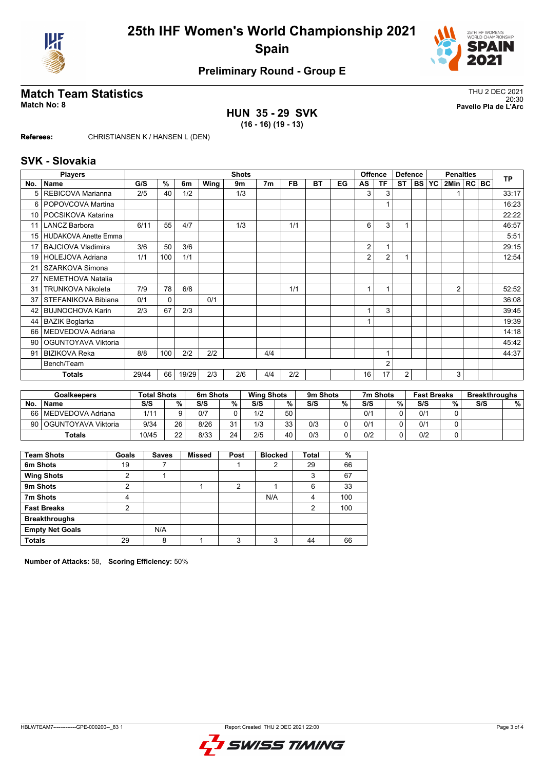# 25th IHF Women's World Championship 2021
## Spain

### Preliminary Round - Group E

## Match Team Statistics

**Match No: 8**

THU 2 DEC 2021
20:30
**Pavello Pla de L'Arc**

### HUN 35 - 29 SVK
**(16 - 16) (19 - 13)**

**Referees:** CHRISTIANSEN K / HANSEN L (DEN)

## SVK - Slovakia

| Players | | Shots | | | | | | | | | Offence | | Defence | | | Penalties | | | TP |
|---|---|---|---|---|---|---|---|---|---|---|---|---|---|---|---|---|---|---|---|
| No. | Name | G/S | % | 6m | Wing | 9m | 7m | FB | BT | EG | AS | TF | ST | BS | YC | 2Min | RC | BC | |
| 5 | REBICOVA Marianna | 2/5 | 40 | 1/2 | | 1/3 | | | | | 3 | 3 | | | | 1 | | | 33:17 |
| 6 | POPOVCOVA Martina | | | | | | | | | | | 1 | | | | | | | 16:23 |
| 10 | POCSIKOVA Katarina | | | | | | | | | | | | | | | | | | 22:22 |
| 11 | LANCZ Barbora | 6/11 | 55 | 4/7 | | 1/3 | | 1/1 | | | 6 | 3 | 1 | | | | | | 46:57 |
| 15 | HUDAKOVA Anette Emma | | | | | | | | | | | | | | | | | | 5:51 |
| 17 | BAJCIOVA Vladimira | 3/6 | 50 | 3/6 | | | | | | | 2 | 1 | | | | | | | 29:15 |
| 19 | HOLEJOVA Adriana | 1/1 | 100 | 1/1 | | | | | | | 2 | 2 | 1 | | | | | | 12:54 |
| 21 | SZARKOVA Simona | | | | | | | | | | | | | | | | | | |
| 27 | NEMETHOVA Natalia | | | | | | | | | | | | | | | | | | |
| 31 | TRUNKOVA Nikoleta | 7/9 | 78 | 6/8 | | | | 1/1 | | | 1 | 1 | | | | 2 | | | 52:52 |
| 37 | STEFANIKOVA Bibiana | 0/1 | 0 | | 0/1 | | | | | | | | | | | | | | 36:08 |
| 42 | BUJNOCHOVA Karin | 2/3 | 67 | 2/3 | | | | | | | 1 | 3 | | | | | | | 39:45 |
| 44 | BAZIK Boglarka | | | | | | | | | | 1 | | | | | | | | 19:39 |
| 66 | MEDVEDOVA Adriana | | | | | | | | | | | | | | | | | | 14:18 |
| 90 | OGUNTOYAVA Viktoria | | | | | | | | | | | | | | | | | | 45:42 |
| 91 | BIZIKOVA Reka | 8/8 | 100 | 2/2 | 2/2 | | 4/4 | | | | | 1 | | | | | | | 44:37 |
| | Bench/Team | | | | | | | | | | | 2 | | | | | | | |
| | **Totals** | 29/44 | 66 | 19/29 | 2/3 | 2/6 | 4/4 | 2/2 | | | 16 | 17 | 2 | | | 3 | | | |

| Goalkeepers | | Total Shots | | 6m Shots | | Wing Shots | | 9m Shots | | 7m Shots | | Fast Breaks | | Breakthroughs | |
|---|---|---|---|---|---|---|---|---|---|---|---|---|---|---|---|
| No. | Name | S/S | % | S/S | % | S/S | % | S/S | % | S/S | % | S/S | % | S/S | % |
| 66 | MEDVEDOVA Adriana | 1/11 | 9 | 0/7 | 0 | 1/2 | 50 | | | 0/1 | 0 | 0/1 | 0 | | |
| 90 | OGUNTOYAVA Viktoria | 9/34 | 26 | 8/26 | 31 | 1/3 | 33 | 0/3 | 0 | 0/1 | 0 | 0/1 | 0 | | |
| | **Totals** | 10/45 | 22 | 8/33 | 24 | 2/5 | 40 | 0/3 | 0 | 0/2 | 0 | 0/2 | 0 | | |

| Team Shots | Goals | Saves | Missed | Post | Blocked | Total | % |
|---|---|---|---|---|---|---|---|
| 6m Shots | 19 | 7 | | 1 | 2 | 29 | 66 |
| Wing Shots | 2 | 1 | | | | 3 | 67 |
| 9m Shots | 2 | | 1 | 2 | 1 | 6 | 33 |
| 7m Shots | 4 | | | | N/A | 4 | 100 |
| Fast Breaks | 2 | | | | | 2 | 100 |
| Breakthroughs | | | | | | | |
| Empty Net Goals | | N/A | | | | | |
| **Totals** | 29 | 8 | 1 | 3 | 3 | 44 | 66 |

**Number of Attacks:** 58, **Scoring Efficiency:** 50%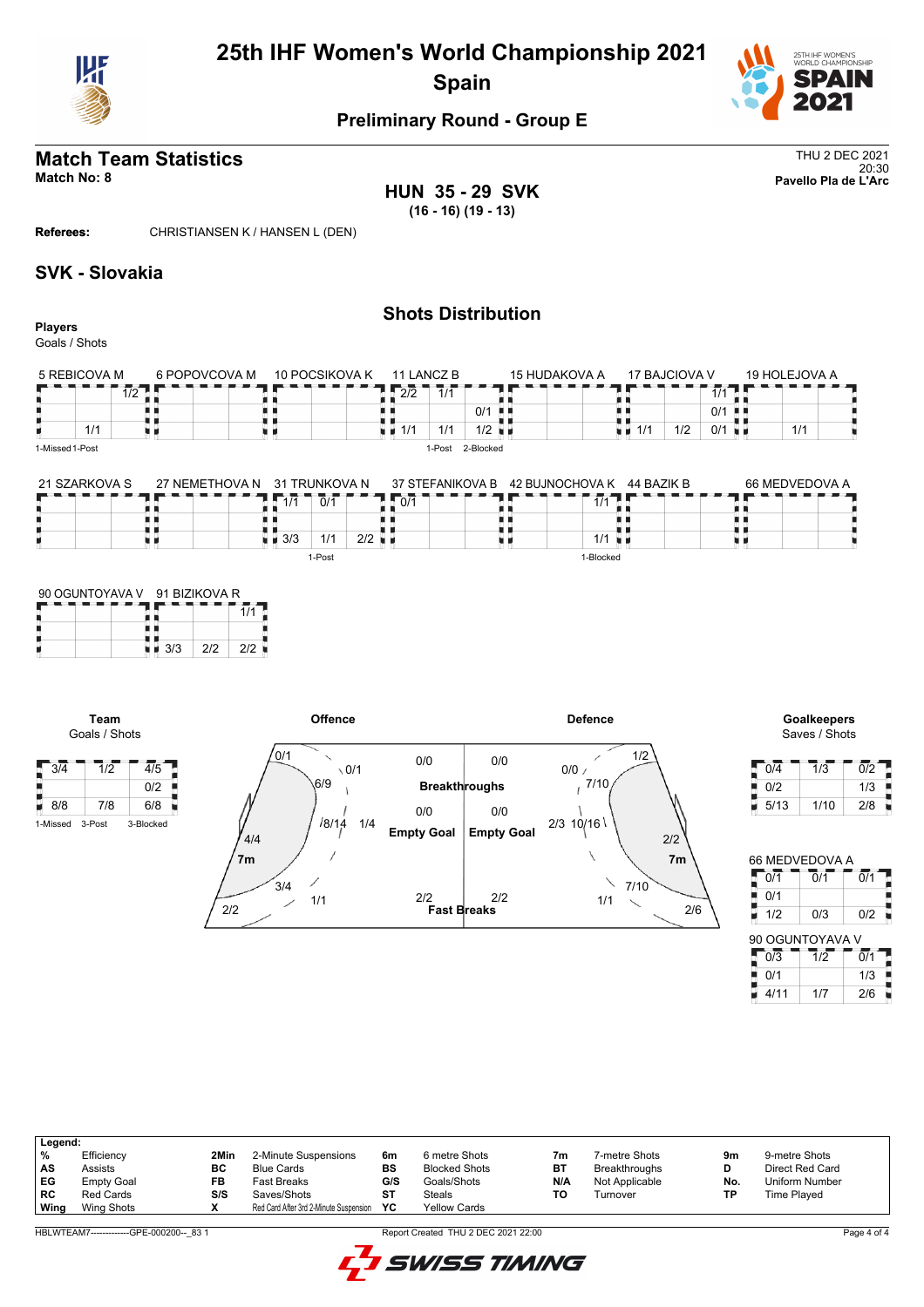# 25th IHF Women's World Championship 2021
## Spain

### Preliminary Round - Group E

## Match Team Statistics

**Match No: 8**

THU 2 DEC 2021
20:30
**Pavello Pla de L'Arc**

**HUN 35 - 29 SVK**
**(16 - 16) (19 - 13)**

**Referees:** CHRISTIANSEN K / HANSEN L (DEN)

## SVK - Slovakia

### Shots Distribution

**Players**
Goals / Shots

5 REBICOVA M
1/2
1/1
1-Missed 1-Post

6 POPOVCOVA M

10 POCSIKOVA K

11 LANCZ B
2/2 1/1
0/1
1/1 1/1 1/2
1-Post 2-Blocked

15 HUDAKOVA A

17 BAJCIOVA V
1/1
0/1
1/1 1/2 0/1

19 HOLEJOVA A
1/1

21 SZARKOVA S

27 NEMETHOVA N

31 TRUNKOVA N
1/1 0/1
3/3 1/1 2/2
1-Post

37 STEFANIKOVA B
0/1

42 BUJNOCHOVA K
1/1
1/1
1-Blocked

44 BAZIK B

66 MEDVEDOVA A

90 OGUNTOYAVA V

91 BIZIKOVA R
1/1
3/3 2/2 2/2

**Team**
Goals / Shots

3/4 1/2 4/5
0/2
8/8 7/8 6/8
1-Missed 3-Post 3-Blocked

**Offence**

0/1
0/1
6/9
8/14 1/4
4/4
7m
3/4
1/1
2/2

0/0 0/0
Breakthroughs
0/0 0/0
Empty Goal Empty Goal
2/2 2/2
Fast Breaks

**Defence**

0/0
1/2
7/10
2/3 10/16
2/2
7m
7/10
1/1
2/6

**Goalkeepers**
Saves / Shots

0/4 1/3 0/2
0/2 1/3
5/13 1/10 2/8

66 MEDVEDOVA A
0/1 0/1 0/1
0/1
1/2 0/3 0/2

90 OGUNTOYAVA V
0/3 1/2 0/1
0/1 1/3
4/11 1/7 2/6

| Legend: | | | | | | | | | |
|---|---|---|---|---|---|---|---|---|---|
| % | Efficiency | 2Min | 2-Minute Suspensions | 6m | 6 metre Shots | 7m | 7-metre Shots | 9m | 9-metre Shots |
| AS | Assists | BC | Blue Cards | BS | Blocked Shots | BT | Breakthroughs | D | Direct Red Card |
| EG | Empty Goal | FB | Fast Breaks | G/S | Goals/Shots | N/A | Not Applicable | No. | Uniform Number |
| RC | Red Cards | S/S | Saves/Shots | ST | Steals | TO | Turnover | TP | Time Played |
| Wing | Wing Shots | X | Red Card After 3rd 2-Minute Suspension | YC | Yellow Cards | | | | |

HBLWTEAM7-------------GPE-000200--_83 1 Report Created THU 2 DEC 2021 22:00